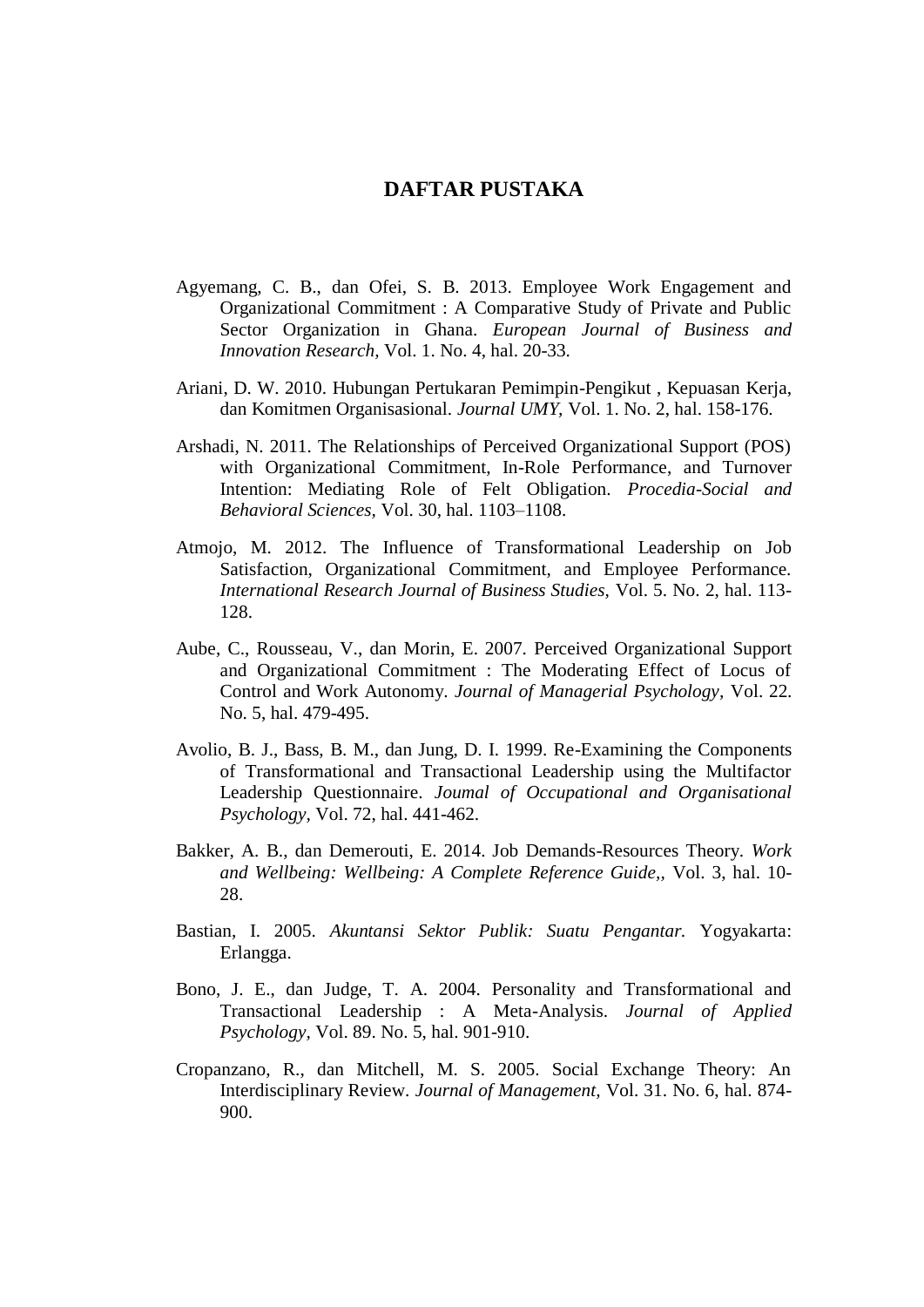# DAFTAR PUSTAKA

Agyemang, C. B., dan Ofei, S. B. 2013. Employee Work Engagement and Organizational Commitment : A Comparative Study of Private and Public Sector Organization in Ghana. *European Journal of Business and Innovation Research,* Vol. 1. No. 4, hal. 20-33.

Ariani, D. W. 2010. Hubungan Pertukaran Pemimpin-Pengikut , Kepuasan Kerja, dan Komitmen Organisasional. *Journal UMY,* Vol. 1. No. 2, hal. 158-176.

Arshadi, N. 2011. The Relationships of Perceived Organizational Support (POS) with Organizational Commitment, In-Role Performance, and Turnover Intention: Mediating Role of Felt Obligation. *Procedia-Social and Behavioral Sciences,* Vol. 30, hal. 1103–1108.

Atmojo, M. 2012. The Influence of Transformational Leadership on Job Satisfaction, Organizational Commitment, and Employee Performance. *International Research Journal of Business Studies,* Vol. 5. No. 2, hal. 113-128.

Aube, C., Rousseau, V., dan Morin, E. 2007. Perceived Organizational Support and Organizational Commitment : The Moderating Effect of Locus of Control and Work Autonomy. *Journal of Managerial Psychology,* Vol. 22. No. 5, hal. 479-495.

Avolio, B. J., Bass, B. M., dan Jung, D. I. 1999. Re-Examining the Components of Transformational and Transactional Leadership using the Multifactor Leadership Questionnaire. *Joumal of Occupational and Organisational Psychology,* Vol. 72, hal. 441-462.

Bakker, A. B., dan Demerouti, E. 2014. Job Demands-Resources Theory. *Work and Wellbeing: Wellbeing: A Complete Reference Guide,*, Vol. 3, hal. 10-28.

Bastian, I. 2005. *Akuntansi Sektor Publik: Suatu Pengantar.* Yogyakarta: Erlangga.

Bono, J. E., dan Judge, T. A. 2004. Personality and Transformational and Transactional Leadership : A Meta-Analysis. *Journal of Applied Psychology,* Vol. 89. No. 5, hal. 901-910.

Cropanzano, R., dan Mitchell, M. S. 2005. Social Exchange Theory: An Interdisciplinary Review. *Journal of Management,* Vol. 31. No. 6, hal. 874-900.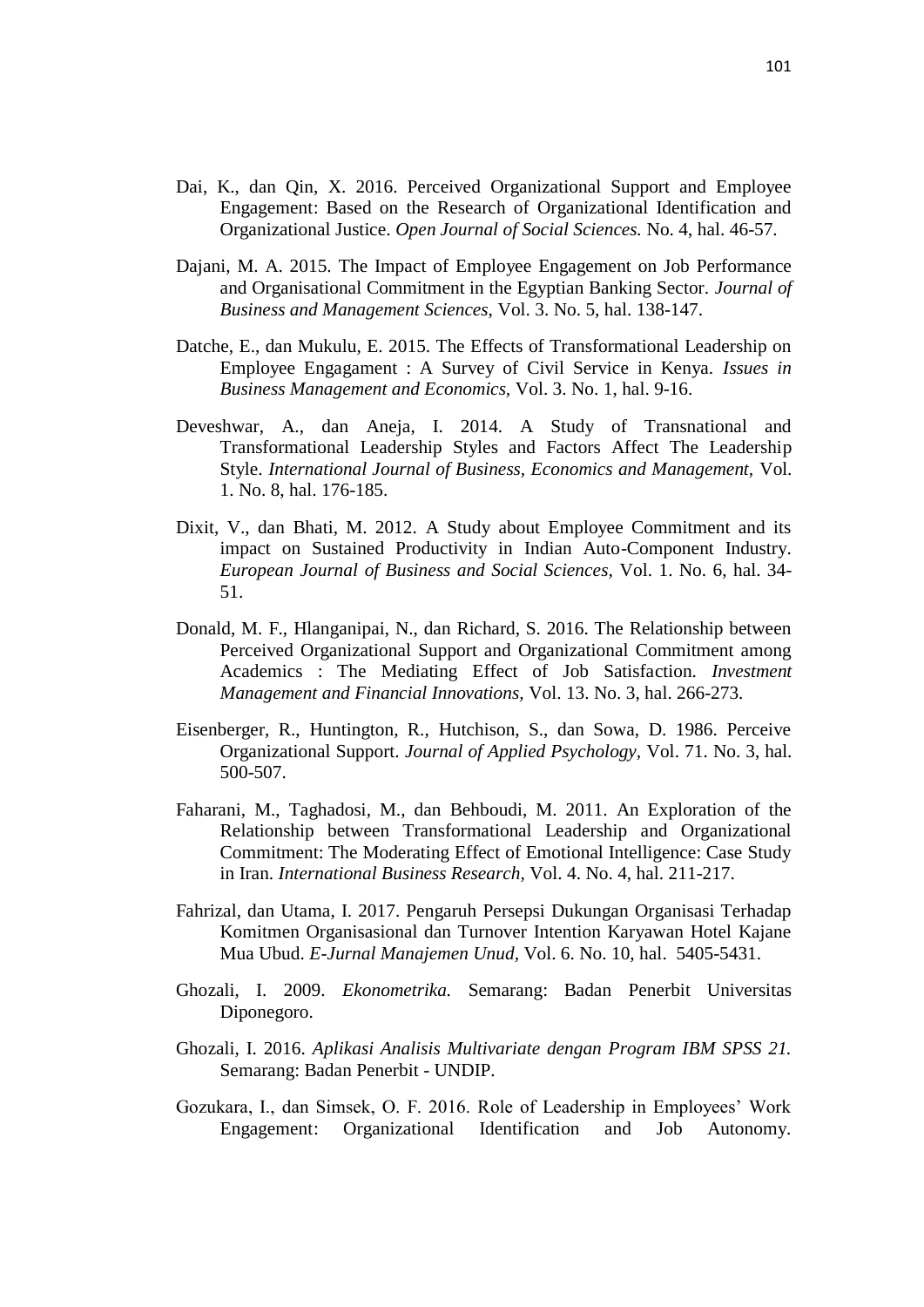Dai, K., dan Qin, X. 2016. Perceived Organizational Support and Employee Engagement: Based on the Research of Organizational Identification and Organizational Justice. *Open Journal of Social Sciences.* No. 4, hal. 46-57.

Dajani, M. A. 2015. The Impact of Employee Engagement on Job Performance and Organisational Commitment in the Egyptian Banking Sector. *Journal of Business and Management Sciences*, Vol. 3. No. 5, hal. 138-147.

Datche, E., dan Mukulu, E. 2015. The Effects of Transformational Leadership on Employee Engagament : A Survey of Civil Service in Kenya. *Issues in Business Management and Economics*, Vol. 3. No. 1, hal. 9-16.

Deveshwar, A., dan Aneja, I. 2014. A Study of Transnational and Transformational Leadership Styles and Factors Affect The Leadership Style. *International Journal of Business, Economics and Management*, Vol. 1. No. 8, hal. 176-185.

Dixit, V., dan Bhati, M. 2012. A Study about Employee Commitment and its impact on Sustained Productivity in Indian Auto-Component Industry. *European Journal of Business and Social Sciences*, Vol. 1. No. 6, hal. 34-51.

Donald, M. F., Hlanganipai, N., dan Richard, S. 2016. The Relationship between Perceived Organizational Support and Organizational Commitment among Academics : The Mediating Effect of Job Satisfaction. *Investment Management and Financial Innovations*, Vol. 13. No. 3, hal. 266-273.

Eisenberger, R., Huntington, R., Hutchison, S., dan Sowa, D. 1986. Perceive Organizational Support. *Journal of Applied Psychology*, Vol. 71. No. 3, hal. 500-507.

Faharani, M., Taghadosi, M., dan Behboudi, M. 2011. An Exploration of the Relationship between Transformational Leadership and Organizational Commitment: The Moderating Effect of Emotional Intelligence: Case Study in Iran. *International Business Research*, Vol. 4. No. 4, hal. 211-217.

Fahrizal, dan Utama, I. 2017. Pengaruh Persepsi Dukungan Organisasi Terhadap Komitmen Organisasional dan Turnover Intention Karyawan Hotel Kajane Mua Ubud. *E-Jurnal Manajemen Unud*, Vol. 6. No. 10, hal. 5405-5431.

Ghozali, I. 2009. *Ekonometrika.* Semarang: Badan Penerbit Universitas Diponegoro.

Ghozali, I. 2016. *Aplikasi Analisis Multivariate dengan Program IBM SPSS 21.* Semarang: Badan Penerbit - UNDIP.

Gozukara, I., dan Simsek, O. F. 2016. Role of Leadership in Employees' Work Engagement: Organizational Identification and Job Autonomy.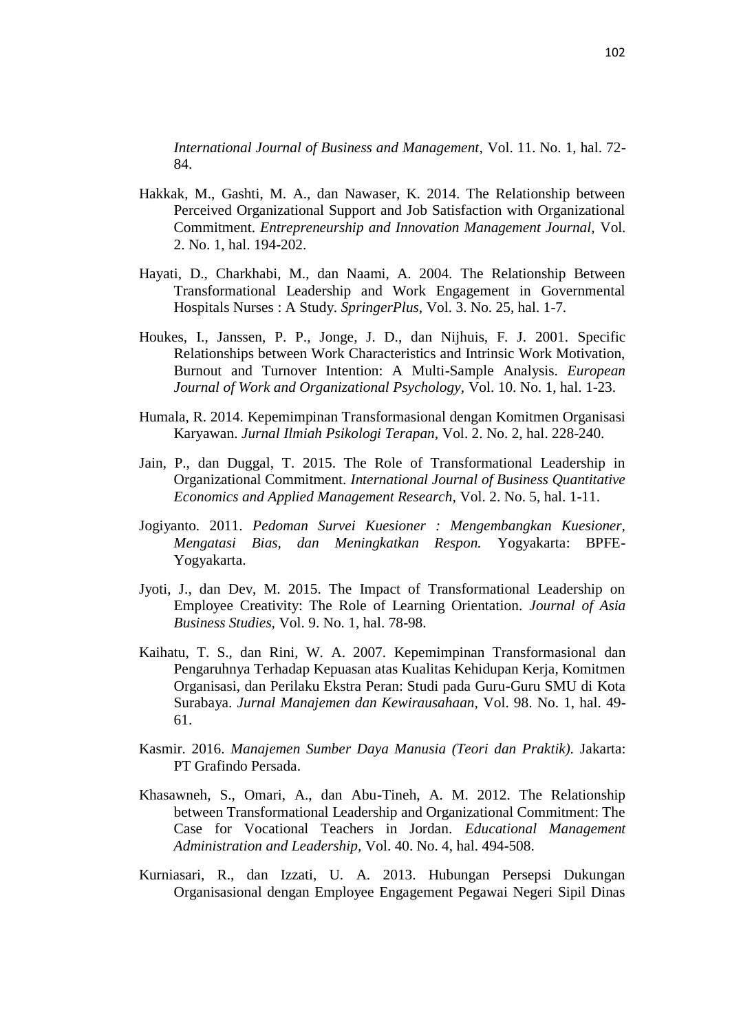*International Journal of Business and Management*, Vol. 11. No. 1, hal. 72-84.

Hakkak, M., Gashti, M. A., dan Nawaser, K. 2014. The Relationship between Perceived Organizational Support and Job Satisfaction with Organizational Commitment. *Entrepreneurship and Innovation Management Journal*, Vol. 2. No. 1, hal. 194-202.

Hayati, D., Charkhabi, M., dan Naami, A. 2004. The Relationship Between Transformational Leadership and Work Engagement in Governmental Hospitals Nurses : A Study. *SpringerPlus*, Vol. 3. No. 25, hal. 1-7.

Houkes, I., Janssen, P. P., Jonge, J. D., dan Nijhuis, F. J. 2001. Specific Relationships between Work Characteristics and Intrinsic Work Motivation, Burnout and Turnover Intention: A Multi-Sample Analysis. *European Journal of Work and Organizational Psychology*, Vol. 10. No. 1, hal. 1-23.

Humala, R. 2014. Kepemimpinan Transformasional dengan Komitmen Organisasi Karyawan. *Jurnal Ilmiah Psikologi Terapan*, Vol. 2. No. 2, hal. 228-240.

Jain, P., dan Duggal, T. 2015. The Role of Transformational Leadership in Organizational Commitment. *International Journal of Business Quantitative Economics and Applied Management Research*, Vol. 2. No. 5, hal. 1-11.

Jogiyanto. 2011. *Pedoman Survei Kuesioner : Mengembangkan Kuesioner, Mengatasi Bias, dan Meningkatkan Respon.* Yogyakarta: BPFE-Yogyakarta.

Jyoti, J., dan Dev, M. 2015. The Impact of Transformational Leadership on Employee Creativity: The Role of Learning Orientation. *Journal of Asia Business Studies*, Vol. 9. No. 1, hal. 78-98.

Kaihatu, T. S., dan Rini, W. A. 2007. Kepemimpinan Transformasional dan Pengaruhnya Terhadap Kepuasan atas Kualitas Kehidupan Kerja, Komitmen Organisasi, dan Perilaku Ekstra Peran: Studi pada Guru-Guru SMU di Kota Surabaya. *Jurnal Manajemen dan Kewirausahaan*, Vol. 98. No. 1, hal. 49-61.

Kasmir. 2016. *Manajemen Sumber Daya Manusia (Teori dan Praktik).* Jakarta: PT Grafindo Persada.

Khasawneh, S., Omari, A., dan Abu-Tineh, A. M. 2012. The Relationship between Transformational Leadership and Organizational Commitment: The Case for Vocational Teachers in Jordan. *Educational Management Administration and Leadership*, Vol. 40. No. 4, hal. 494-508.

Kurniasari, R., dan Izzati, U. A. 2013. Hubungan Persepsi Dukungan Organisasional dengan Employee Engagement Pegawai Negeri Sipil Dinas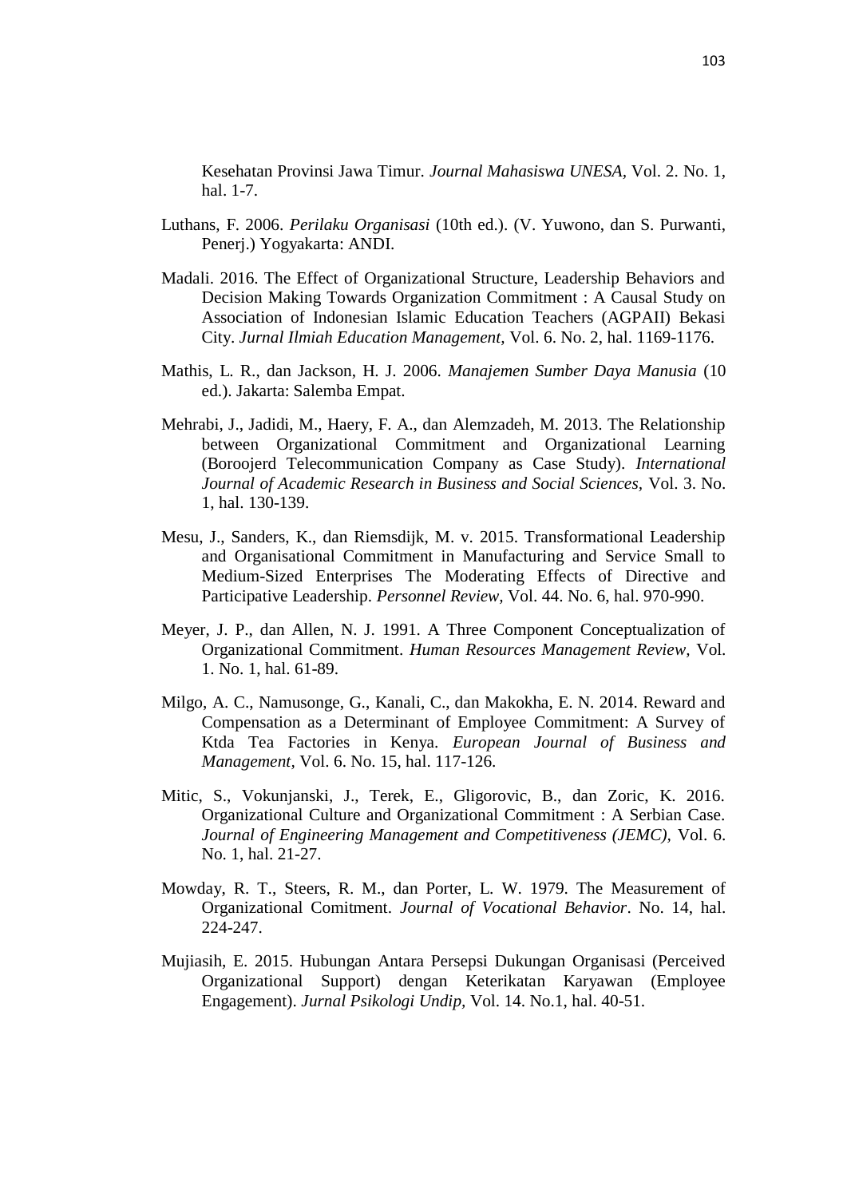Kesehatan Provinsi Jawa Timur. *Journal Mahasiswa UNESA*, Vol. 2. No. 1, hal. 1-7.

Luthans, F. 2006. *Perilaku Organisasi* (10th ed.). (V. Yuwono, dan S. Purwanti, Penerj.) Yogyakarta: ANDI.

Madali. 2016. The Effect of Organizational Structure, Leadership Behaviors and Decision Making Towards Organization Commitment : A Causal Study on Association of Indonesian Islamic Education Teachers (AGPAII) Bekasi City. *Jurnal Ilmiah Education Management*, Vol. 6. No. 2, hal. 1169-1176.

Mathis, L. R., dan Jackson, H. J. 2006. *Manajemen Sumber Daya Manusia* (10 ed.). Jakarta: Salemba Empat.

Mehrabi, J., Jadidi, M., Haery, F. A., dan Alemzadeh, M. 2013. The Relationship between Organizational Commitment and Organizational Learning (Boroojerd Telecommunication Company as Case Study). *International Journal of Academic Research in Business and Social Sciences*, Vol. 3. No. 1, hal. 130-139.

Mesu, J., Sanders, K., dan Riemsdijk, M. v. 2015. Transformational Leadership and Organisational Commitment in Manufacturing and Service Small to Medium-Sized Enterprises The Moderating Effects of Directive and Participative Leadership. *Personnel Review*, Vol. 44. No. 6, hal. 970-990.

Meyer, J. P., dan Allen, N. J. 1991. A Three Component Conceptualization of Organizational Commitment. *Human Resources Management Review*, Vol. 1. No. 1, hal. 61-89.

Milgo, A. C., Namusonge, G., Kanali, C., dan Makokha, E. N. 2014. Reward and Compensation as a Determinant of Employee Commitment: A Survey of Ktda Tea Factories in Kenya. *European Journal of Business and Management*, Vol. 6. No. 15, hal. 117-126.

Mitic, S., Vokunjanski, J., Terek, E., Gligorovic, B., dan Zoric, K. 2016. Organizational Culture and Organizational Commitment : A Serbian Case. *Journal of Engineering Management and Competitiveness (JEMC)*, Vol. 6. No. 1, hal. 21-27.

Mowday, R. T., Steers, R. M., dan Porter, L. W. 1979. The Measurement of Organizational Comitment. *Journal of Vocational Behavior*. No. 14, hal. 224-247.

Mujiasih, E. 2015. Hubungan Antara Persepsi Dukungan Organisasi (Perceived Organizational Support) dengan Keterikatan Karyawan (Employee Engagement). *Jurnal Psikologi Undip*, Vol. 14. No.1, hal. 40-51.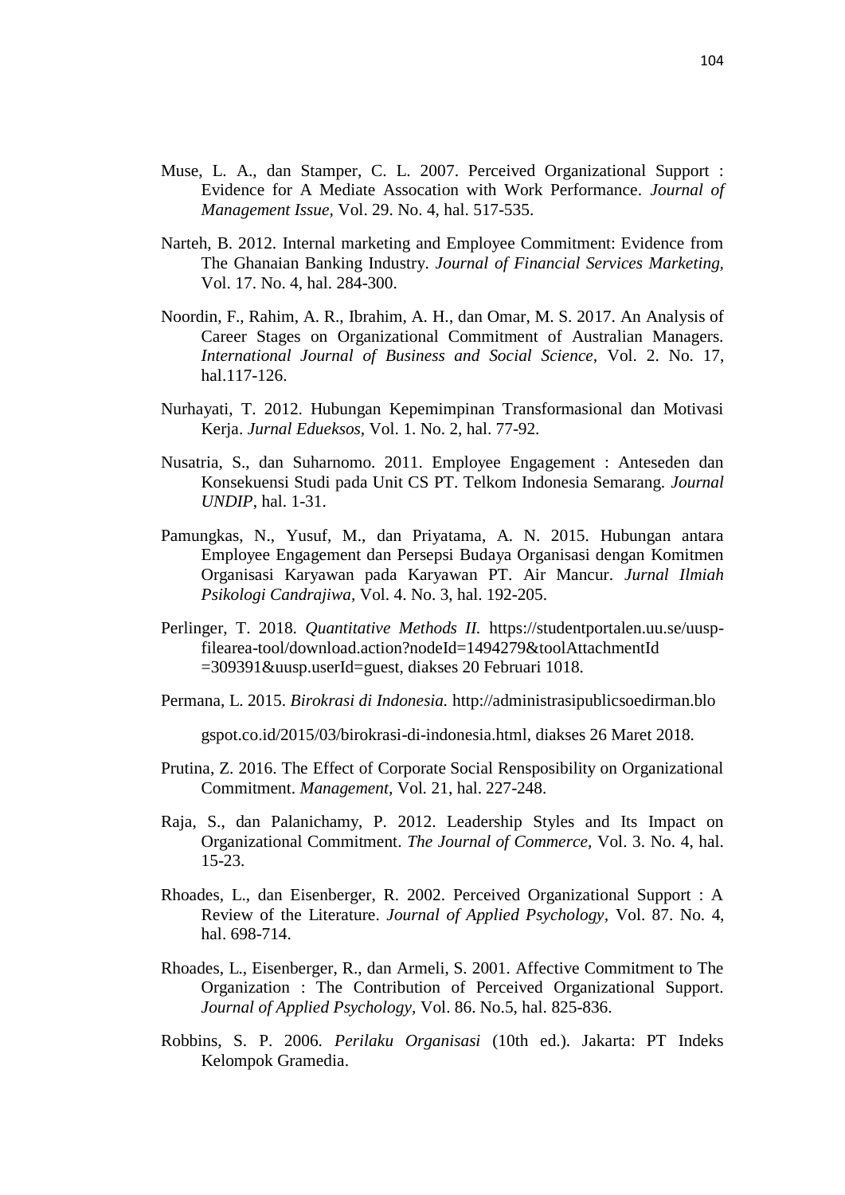Muse, L. A., dan Stamper, C. L. 2007. Perceived Organizational Support : Evidence for A Mediate Assocation with Work Performance. *Journal of Management Issue,* Vol. 29. No. 4, hal. 517-535.

Narteh, B. 2012. Internal marketing and Employee Commitment: Evidence from The Ghanaian Banking Industry. *Journal of Financial Services Marketing,* Vol. 17. No. 4, hal. 284-300.

Noordin, F., Rahim, A. R., Ibrahim, A. H., dan Omar, M. S. 2017. An Analysis of Career Stages on Organizational Commitment of Australian Managers. *International Journal of Business and Social Science,* Vol. 2. No. 17, hal.117-126.

Nurhayati, T. 2012. Hubungan Kepemimpinan Transformasional dan Motivasi Kerja. *Jurnal Edueksos,* Vol. 1. No. 2, hal. 77-92.

Nusatria, S., dan Suharnomo. 2011. Employee Engagement : Anteseden dan Konsekuensi Studi pada Unit CS PT. Telkom Indonesia Semarang. *Journal UNDIP*, hal. 1-31.

Pamungkas, N., Yusuf, M., dan Priyatama, A. N. 2015. Hubungan antara Employee Engagement dan Persepsi Budaya Organisasi dengan Komitmen Organisasi Karyawan pada Karyawan PT. Air Mancur. *Jurnal Ilmiah Psikologi Candrajiwa,* Vol. 4. No. 3, hal. 192-205.

Perlinger, T. 2018. *Quantitative Methods II.* https://studentportalen.uu.se/uusp-filearea-tool/download.action?nodeId=1494279&toolAttachmentId =309391&uusp.userId=guest, diakses 20 Februari 1018.

Permana, L. 2015. *Birokrasi di Indonesia.* http://administrasipublicsoedirman.blo

gspot.co.id/2015/03/birokrasi-di-indonesia.html, diakses 26 Maret 2018.

Prutina, Z. 2016. The Effect of Corporate Social Rensposibility on Organizational Commitment. *Management,* Vol. 21, hal. 227-248.

Raja, S., dan Palanichamy, P. 2012. Leadership Styles and Its Impact on Organizational Commitment. *The Journal of Commerce,* Vol. 3. No. 4, hal. 15-23.

Rhoades, L., dan Eisenberger, R. 2002. Perceived Organizational Support : A Review of the Literature. *Journal of Applied Psychology,* Vol. 87. No. 4, hal. 698-714.

Rhoades, L., Eisenberger, R., dan Armeli, S. 2001. Affective Commitment to The Organization : The Contribution of Perceived Organizational Support. *Journal of Applied Psychology*, Vol. 86. No.5, hal. 825-836.

Robbins, S. P. 2006. *Perilaku Organisasi* (10th ed.). Jakarta: PT Indeks Kelompok Gramedia.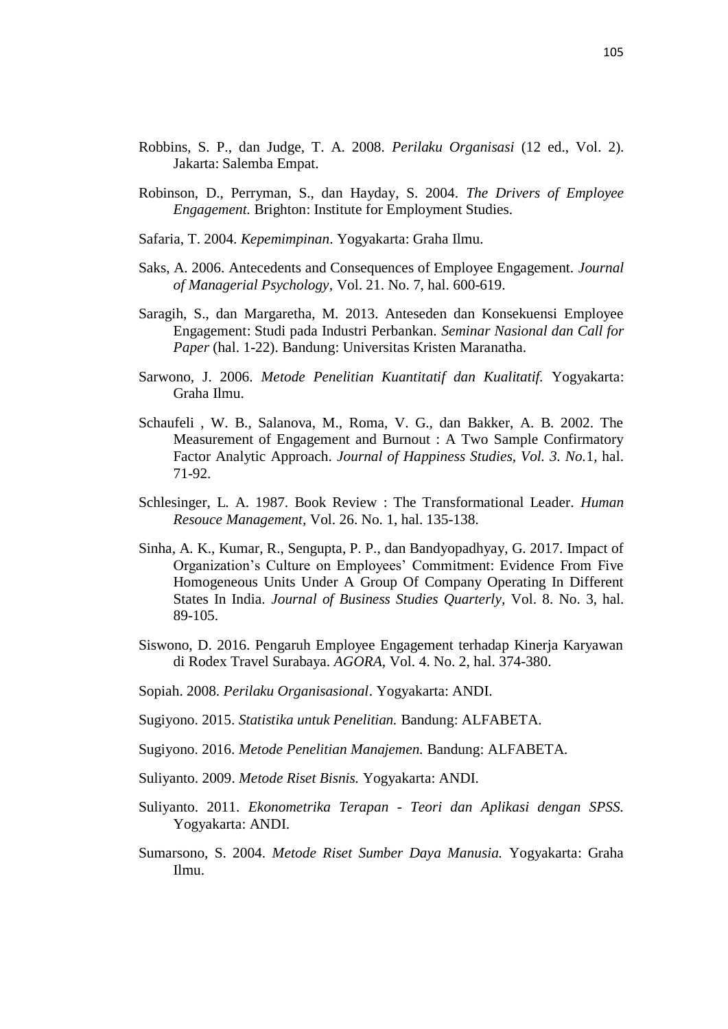Robbins, S. P., dan Judge, T. A. 2008. *Perilaku Organisasi* (12 ed., Vol. 2). Jakarta: Salemba Empat.

Robinson, D., Perryman, S., dan Hayday, S. 2004. *The Drivers of Employee Engagement.* Brighton: Institute for Employment Studies.

Safaria, T. 2004. *Kepemimpinan*. Yogyakarta: Graha Ilmu.

Saks, A. 2006. Antecedents and Consequences of Employee Engagement. *Journal of Managerial Psychology,* Vol. 21. No. 7, hal. 600-619.

Saragih, S., dan Margaretha, M. 2013. Anteseden dan Konsekuensi Employee Engagement: Studi pada Industri Perbankan. *Seminar Nasional dan Call for Paper* (hal. 1-22). Bandung: Universitas Kristen Maranatha.

Sarwono, J. 2006. *Metode Penelitian Kuantitatif dan Kualitatif.* Yogyakarta: Graha Ilmu.

Schaufeli , W. B., Salanova, M., Roma, V. G., dan Bakker, A. B. 2002. The Measurement of Engagement and Burnout : A Two Sample Confirmatory Factor Analytic Approach. *Journal of Happiness Studies, Vol. 3. No.*1, hal. 71-92.

Schlesinger, L. A. 1987. Book Review : The Transformational Leader. *Human Resouce Management,* Vol. 26. No. 1, hal. 135-138.

Sinha, A. K., Kumar, R., Sengupta, P. P., dan Bandyopadhyay, G. 2017. Impact of Organization's Culture on Employees' Commitment: Evidence From Five Homogeneous Units Under A Group Of Company Operating In Different States In India. *Journal of Business Studies Quarterly,* Vol. 8. No. 3, hal. 89-105.

Siswono, D. 2016. Pengaruh Employee Engagement terhadap Kinerja Karyawan di Rodex Travel Surabaya. *AGORA,* Vol. 4. No. 2, hal. 374-380.

Sopiah. 2008. *Perilaku Organisasional*. Yogyakarta: ANDI.

Sugiyono. 2015. *Statistika untuk Penelitian.* Bandung: ALFABETA.

Sugiyono. 2016. *Metode Penelitian Manajemen.* Bandung: ALFABETA.

Suliyanto. 2009. *Metode Riset Bisnis.* Yogyakarta: ANDI.

Suliyanto. 2011. *Ekonometrika Terapan - Teori dan Aplikasi dengan SPSS.* Yogyakarta: ANDI.

Sumarsono, S. 2004. *Metode Riset Sumber Daya Manusia.* Yogyakarta: Graha Ilmu.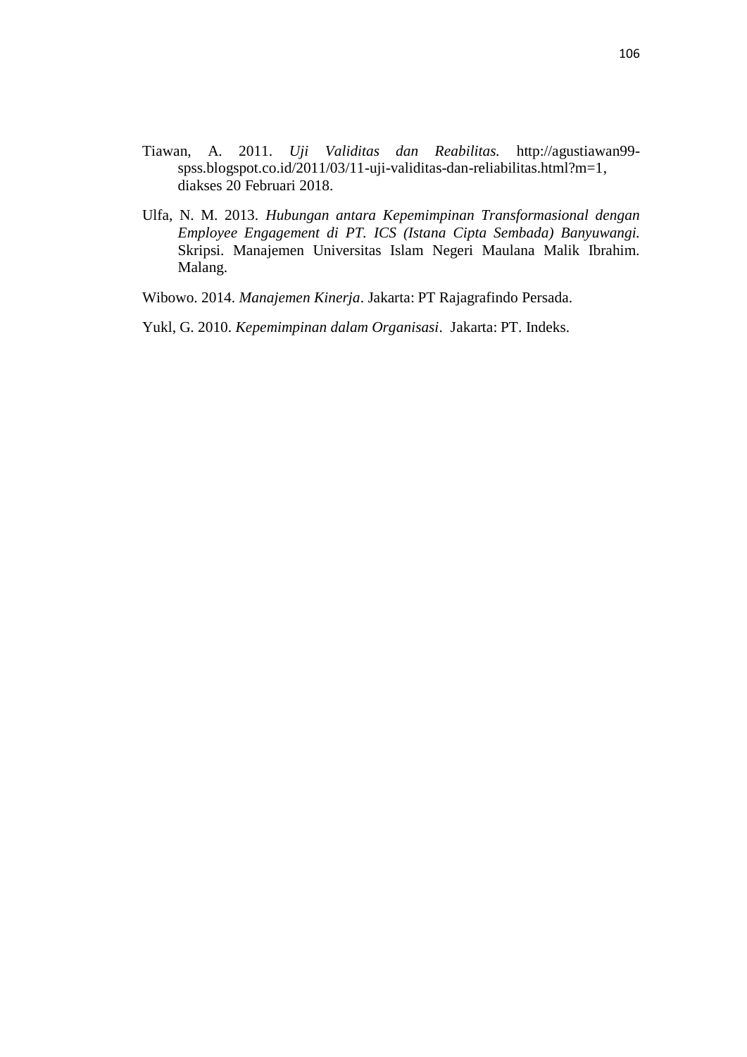Tiawan, A. 2011. *Uji Validitas dan Reabilitas.* http://agustiawan99-spss.blogspot.co.id/2011/03/11-uji-validitas-dan-reliabilitas.html?m=1, diakses 20 Februari 2018.

Ulfa, N. M. 2013. *Hubungan antara Kepemimpinan Transformasional dengan Employee Engagement di PT. ICS (Istana Cipta Sembada) Banyuwangi.* Skripsi. Manajemen Universitas Islam Negeri Maulana Malik Ibrahim. Malang.

Wibowo. 2014. *Manajemen Kinerja*. Jakarta: PT Rajagrafindo Persada.

Yukl, G. 2010. *Kepemimpinan dalam Organisasi*. Jakarta: PT. Indeks.